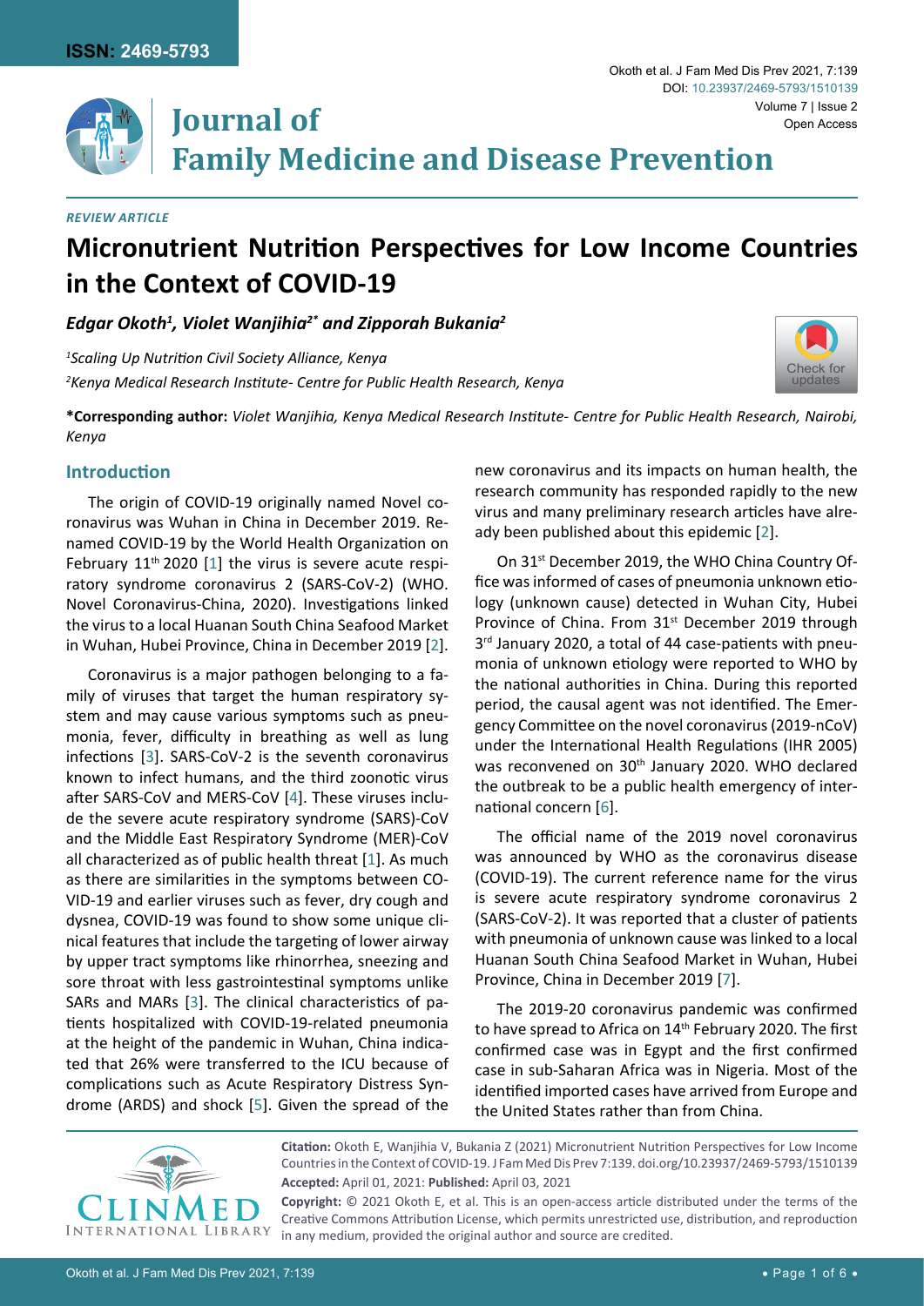*REVIEW ARTICLE*

# Micronutrient Nutrition Perspectives for Low Income Countries in the Context of COVID-19

***Edgar Okoth[1], Violet Wanjihia[2*] and Zipporah Bukania[2]***

*[1]Scaling Up Nutrition Civil Society Alliance, Kenya*

*[2]Kenya Medical Research Institute- Centre for Public Health Research, Kenya*

**\*Corresponding author:** *Violet Wanjihia, Kenya Medical Research Institute- Centre for Public Health Research, Nairobi, Kenya*

## Introduction

The origin of COVID-19 originally named Novel coronavirus was Wuhan in China in December 2019. Renamed COVID-19 by the World Health Organization on February 11th 2020 [1] the virus is severe acute respiratory syndrome coronavirus 2 (SARS-CoV-2) (WHO. Novel Coronavirus-China, 2020). Investigations linked the virus to a local Huanan South China Seafood Market in Wuhan, Hubei Province, China in December 2019 [2].

Coronavirus is a major pathogen belonging to a family of viruses that target the human respiratory system and may cause various symptoms such as pneumonia, fever, difficulty in breathing as well as lung infections [3]. SARS-CoV-2 is the seventh coronavirus known to infect humans, and the third zoonotic virus after SARS-CoV and MERS-CoV [4]. These viruses include the severe acute respiratory syndrome (SARS)-CoV and the Middle East Respiratory Syndrome (MER)-CoV all characterized as of public health threat [1]. As much as there are similarities in the symptoms between COVID-19 and earlier viruses such as fever, dry cough and dysnea, COVID-19 was found to show some unique clinical features that include the targeting of lower airway by upper tract symptoms like rhinorrhea, sneezing and sore throat with less gastrointestinal symptoms unlike SARs and MARs [3]. The clinical characteristics of patients hospitalized with COVID-19-related pneumonia at the height of the pandemic in Wuhan, China indicated that 26% were transferred to the ICU because of complications such as Acute Respiratory Distress Syndrome (ARDS) and shock [5]. Given the spread of the new coronavirus and its impacts on human health, the research community has responded rapidly to the new virus and many preliminary research articles have already been published about this epidemic [2].

On 31st December 2019, the WHO China Country Office was informed of cases of pneumonia unknown etiology (unknown cause) detected in Wuhan City, Hubei Province of China. From 31st December 2019 through 3rd January 2020, a total of 44 case-patients with pneumonia of unknown etiology were reported to WHO by the national authorities in China. During this reported period, the causal agent was not identified. The Emergency Committee on the novel coronavirus (2019-nCoV) under the International Health Regulations (IHR 2005) was reconvened on 30th January 2020. WHO declared the outbreak to be a public health emergency of international concern [6].

The official name of the 2019 novel coronavirus was announced by WHO as the coronavirus disease (COVID-19). The current reference name for the virus is severe acute respiratory syndrome coronavirus 2 (SARS-CoV-2). It was reported that a cluster of patients with pneumonia of unknown cause was linked to a local Huanan South China Seafood Market in Wuhan, Hubei Province, China in December 2019 [7].

The 2019-20 coronavirus pandemic was confirmed to have spread to Africa on 14th February 2020. The first confirmed case was in Egypt and the first confirmed case in sub-Saharan Africa was in Nigeria. Most of the identified imported cases have arrived from Europe and the United States rather than from China.

**Citation:** Okoth E, Wanjihia V, Bukania Z (2021) Micronutrient Nutrition Perspectives for Low Income Countries in the Context of COVID-19. J Fam Med Dis Prev 7:139. doi.org/10.23937/2469-5793/1510139

**Accepted:** April 01, 2021: **Published:** April 03, 2021

**Copyright:** © 2021 Okoth E, et al. This is an open-access article distributed under the terms of the Creative Commons Attribution License, which permits unrestricted use, distribution, and reproduction in any medium, provided the original author and source are credited.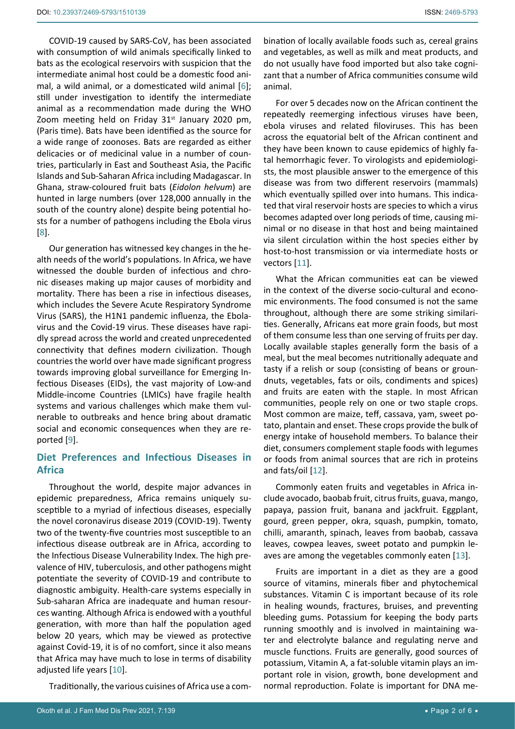COVID-19 caused by SARS-CoV, has been associated with consumption of wild animals specifically linked to bats as the ecological reservoirs with suspicion that the intermediate animal host could be a domestic food animal, a wild animal, or a domesticated wild animal [6]; still under investigation to identify the intermediate animal as a recommendation made during the WHO Zoom meeting held on Friday 31st January 2020 pm, (Paris time). Bats have been identified as the source for a wide range of zoonoses. Bats are regarded as either delicacies or of medicinal value in a number of countries, particularly in East and Southeast Asia, the Pacific Islands and Sub-Saharan Africa including Madagascar. In Ghana, straw-coloured fruit bats (*Eidolon helvum*) are hunted in large numbers (over 128,000 annually in the south of the country alone) despite being potential hosts for a number of pathogens including the Ebola virus [8].

Our generation has witnessed key changes in the health needs of the world's populations. In Africa, we have witnessed the double burden of infectious and chronic diseases making up major causes of morbidity and mortality. There has been a rise in infectious diseases, which includes the Severe Acute Respiratory Syndrome Virus (SARS), the H1N1 pandemic influenza, the Ebolavirus and the Covid-19 virus. These diseases have rapidly spread across the world and created unprecedented connectivity that defines modern civilization. Though countries the world over have made significant progress towards improving global surveillance for Emerging Infectious Diseases (EIDs), the vast majority of Low-and Middle-income Countries (LMICs) have fragile health systems and various challenges which make them vulnerable to outbreaks and hence bring about dramatic social and economic consequences when they are reported [9].

## Diet Preferences and Infectious Diseases in Africa

Throughout the world, despite major advances in epidemic preparedness, Africa remains uniquely susceptible to a myriad of infectious diseases, especially the novel coronavirus disease 2019 (COVID-19). Twenty two of the twenty-five countries most susceptible to an infectious disease outbreak are in Africa, according to the Infectious Disease Vulnerability Index. The high prevalence of HIV, tuberculosis, and other pathogens might potentiate the severity of COVID-19 and contribute to diagnostic ambiguity. Health-care systems especially in Sub-saharan Africa are inadequate and human resources wanting. Although Africa is endowed with a youthful generation, with more than half the population aged below 20 years, which may be viewed as protective against Covid-19, it is of no comfort, since it also means that Africa may have much to lose in terms of disability adjusted life years [10].

Traditionally, the various cuisines of Africa use a combination of locally available foods such as, cereal grains and vegetables, as well as milk and meat products, and do not usually have food imported but also take cognizant that a number of Africa communities consume wild animal.

For over 5 decades now on the African continent the repeatedly reemerging infectious viruses have been, ebola viruses and related filoviruses. This has been across the equatorial belt of the African continent and they have been known to cause epidemics of highly fatal hemorrhagic fever. To virologists and epidemiologists, the most plausible answer to the emergence of this disease was from two different reservoirs (mammals) which eventually spilled over into humans. This indicated that viral reservoir hosts are species to which a virus becomes adapted over long periods of time, causing minimal or no disease in that host and being maintained via silent circulation within the host species either by host-to-host transmission or via intermediate hosts or vectors [11].

What the African communities eat can be viewed in the context of the diverse socio-cultural and economic environments. The food consumed is not the same throughout, although there are some striking similarities. Generally, Africans eat more grain foods, but most of them consume less than one serving of fruits per day. Locally available staples generally form the basis of a meal, but the meal becomes nutritionally adequate and tasty if a relish or soup (consisting of beans or groundnuts, vegetables, fats or oils, condiments and spices) and fruits are eaten with the staple. In most African communities, people rely on one or two staple crops. Most common are maize, teff, cassava, yam, sweet potato, plantain and enset. These crops provide the bulk of energy intake of household members. To balance their diet, consumers complement staple foods with legumes or foods from animal sources that are rich in proteins and fats/oil [12].

Commonly eaten fruits and vegetables in Africa include avocado, baobab fruit, citrus fruits, guava, mango, papaya, passion fruit, banana and jackfruit. Eggplant, gourd, green pepper, okra, squash, pumpkin, tomato, chilli, amaranth, spinach, leaves from baobab, cassava leaves, cowpea leaves, sweet potato and pumpkin leaves are among the vegetables commonly eaten [13].

Fruits are important in a diet as they are a good source of vitamins, minerals fiber and phytochemical substances. Vitamin C is important because of its role in healing wounds, fractures, bruises, and preventing bleeding gums. Potassium for keeping the body parts running smoothly and is involved in maintaining water and electrolyte balance and regulating nerve and muscle functions. Fruits are generally, good sources of potassium, Vitamin A, a fat-soluble vitamin plays an important role in vision, growth, bone development and normal reproduction. Folate is important for DNA me-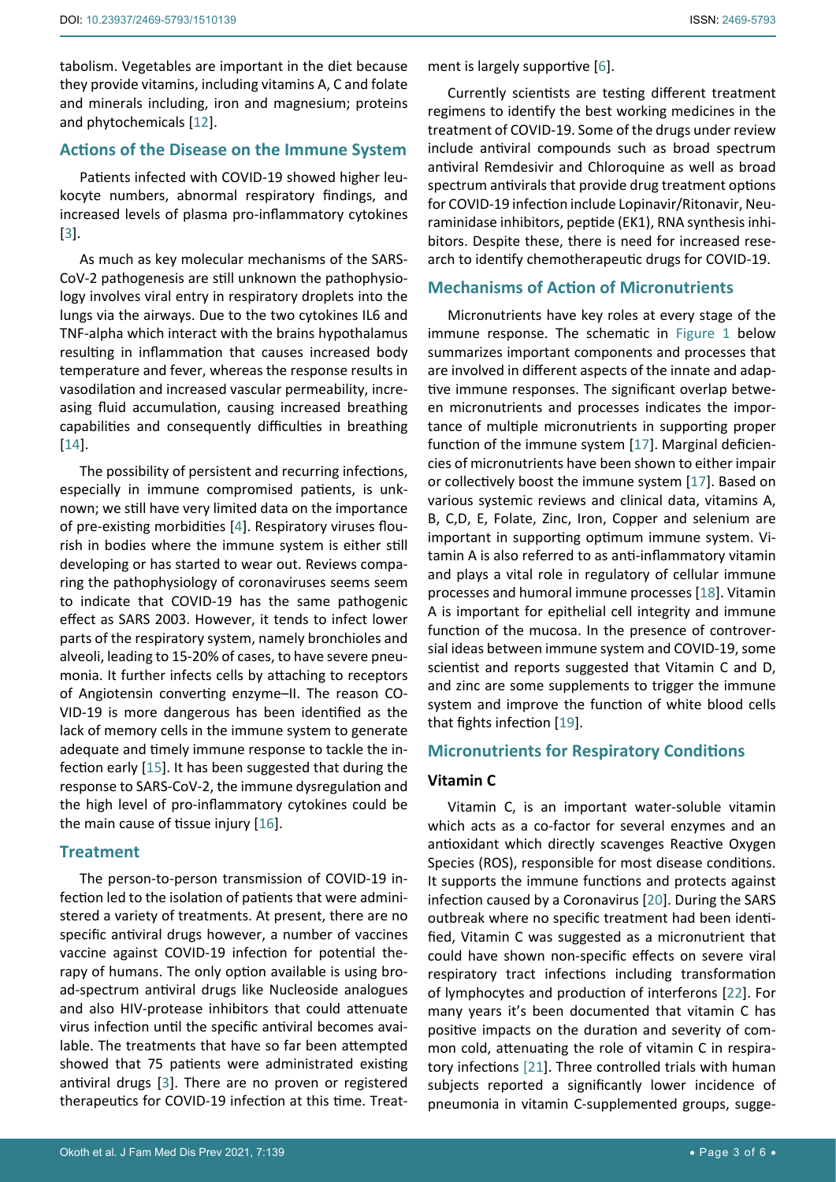tabolism. Vegetables are important in the diet because they provide vitamins, including vitamins A, C and folate and minerals including, iron and magnesium; proteins and phytochemicals [12].

## Actions of the Disease on the Immune System

Patients infected with COVID-19 showed higher leukocyte numbers, abnormal respiratory findings, and increased levels of plasma pro-inflammatory cytokines [3].

As much as key molecular mechanisms of the SARS-CoV-2 pathogenesis are still unknown the pathophysiology involves viral entry in respiratory droplets into the lungs via the airways. Due to the two cytokines IL6 and TNF-alpha which interact with the brains hypothalamus resulting in inflammation that causes increased body temperature and fever, whereas the response results in vasodilation and increased vascular permeability, increasing fluid accumulation, causing increased breathing capabilities and consequently difficulties in breathing [14].

The possibility of persistent and recurring infections, especially in immune compromised patients, is unknown; we still have very limited data on the importance of pre-existing morbidities [4]. Respiratory viruses flourish in bodies where the immune system is either still developing or has started to wear out. Reviews comparing the pathophysiology of coronaviruses seems seem to indicate that COVID-19 has the same pathogenic effect as SARS 2003. However, it tends to infect lower parts of the respiratory system, namely bronchioles and alveoli, leading to 15-20% of cases, to have severe pneumonia. It further infects cells by attaching to receptors of Angiotensin converting enzyme–II. The reason COVID-19 is more dangerous has been identified as the lack of memory cells in the immune system to generate adequate and timely immune response to tackle the infection early [15]. It has been suggested that during the response to SARS-CoV-2, the immune dysregulation and the high level of pro-inflammatory cytokines could be the main cause of tissue injury [16].

## Treatment

The person-to-person transmission of COVID-19 infection led to the isolation of patients that were administered a variety of treatments. At present, there are no specific antiviral drugs however, a number of vaccines vaccine against COVID-19 infection for potential therapy of humans. The only option available is using broad-spectrum antiviral drugs like Nucleoside analogues and also HIV-protease inhibitors that could attenuate virus infection until the specific antiviral becomes available. The treatments that have so far been attempted showed that 75 patients were administrated existing antiviral drugs [3]. There are no proven or registered therapeutics for COVID-19 infection at this time. Treatment is largely supportive [6].

Currently scientists are testing different treatment regimens to identify the best working medicines in the treatment of COVID-19. Some of the drugs under review include antiviral compounds such as broad spectrum antiviral Remdesivir and Chloroquine as well as broad spectrum antivirals that provide drug treatment options for COVID-19 infection include Lopinavir/Ritonavir, Neuraminidase inhibitors, peptide (EK1), RNA synthesis inhibitors. Despite these, there is need for increased research to identify chemotherapeutic drugs for COVID-19.

## Mechanisms of Action of Micronutrients

Micronutrients have key roles at every stage of the immune response. The schematic in Figure 1 below summarizes important components and processes that are involved in different aspects of the innate and adaptive immune responses. The significant overlap between micronutrients and processes indicates the importance of multiple micronutrients in supporting proper function of the immune system [17]. Marginal deficiencies of micronutrients have been shown to either impair or collectively boost the immune system [17]. Based on various systemic reviews and clinical data, vitamins A, B, C,D, E, Folate, Zinc, Iron, Copper and selenium are important in supporting optimum immune system. Vitamin A is also referred to as anti-inflammatory vitamin and plays a vital role in regulatory of cellular immune processes and humoral immune processes [18]. Vitamin A is important for epithelial cell integrity and immune function of the mucosa. In the presence of controversial ideas between immune system and COVID-19, some scientist and reports suggested that Vitamin C and D, and zinc are some supplements to trigger the immune system and improve the function of white blood cells that fights infection [19].

## Micronutrients for Respiratory Conditions

### Vitamin C

Vitamin C, is an important water-soluble vitamin which acts as a co-factor for several enzymes and an antioxidant which directly scavenges Reactive Oxygen Species (ROS), responsible for most disease conditions. It supports the immune functions and protects against infection caused by a Coronavirus [20]. During the SARS outbreak where no specific treatment had been identified, Vitamin C was suggested as a micronutrient that could have shown non-specific effects on severe viral respiratory tract infections including transformation of lymphocytes and production of interferons [22]. For many years it's been documented that vitamin C has positive impacts on the duration and severity of common cold, attenuating the role of vitamin C in respiratory infections [21]. Three controlled trials with human subjects reported a significantly lower incidence of pneumonia in vitamin C-supplemented groups, sugge-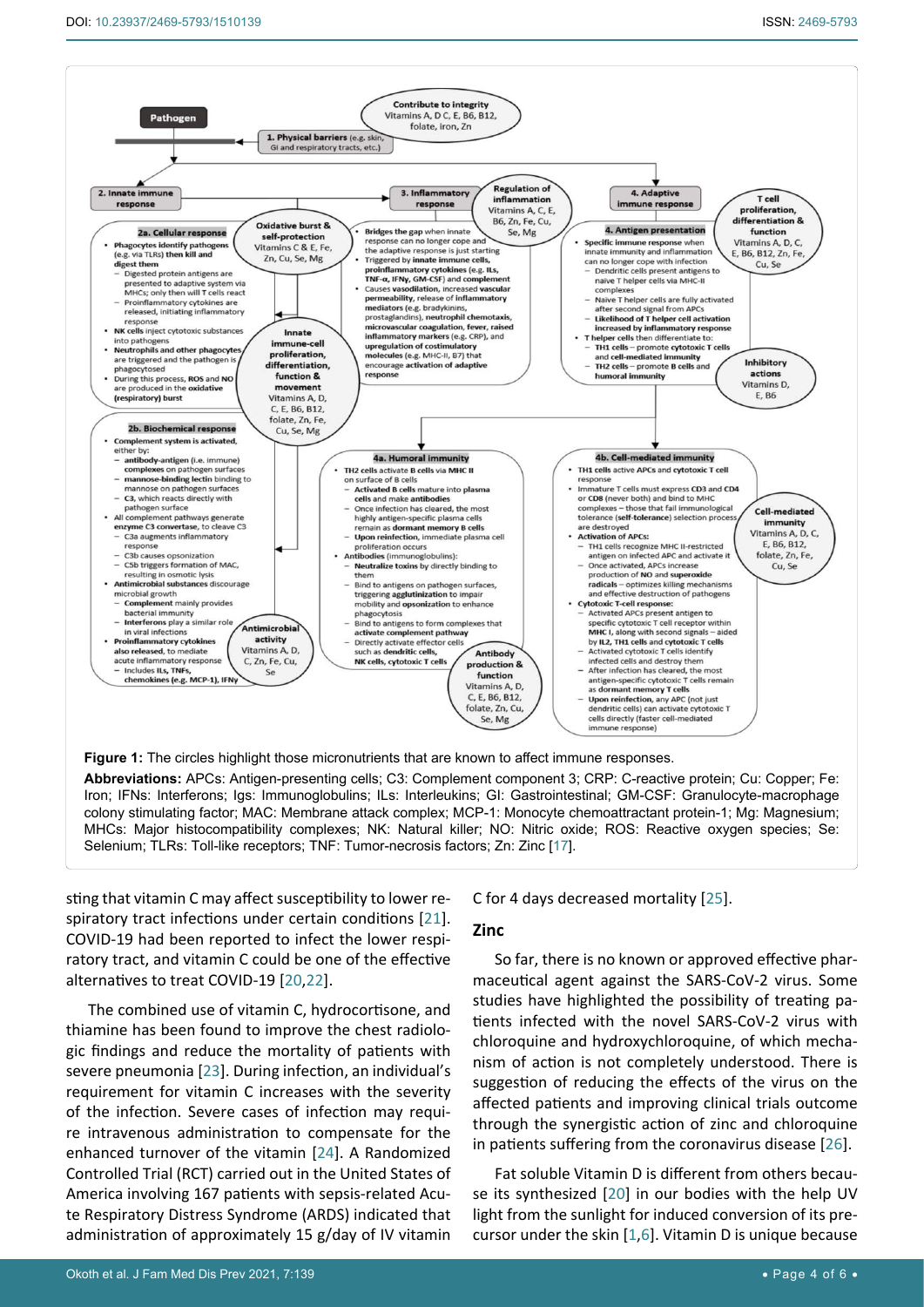Pathogen

Contribute to integrity
Vitamins A, D C, E, B6, B12, folate, iron, Zn

1. Physical barriers (e.g. skin, GI and respiratory tracts, etc.)

2. Innate immune response

**2a. Cellular response**

- Phagocytes identify pathogens (e.g. via TLRs) then kill and digest them
  - Digested protein antigens are presented to adaptive system via MHCs; only then will T cells react
  - Proinflammatory cytokines are released, initiating inflammatory response
- NK cells inject cytotoxic substances into pathogens
- Neutrophils and other phagocytes are triggered and the pathogen is phagocytosed
- During this process, ROS and NO are produced in the oxidative (respiratory) burst

Oxidative burst & self-protection
Vitamins C & E, Fe, Zn, Cu, Se, Mg

Innate immune-cell proliferation, differentiation, function & movement
Vitamins A, D, C, E, B6, B12, folate, Zn, Fe, Cu, Se, Mg

**2b. Biochemical response**

- Complement system is activated, either by:
  - antibody-antigen (i.e. immune) complexes on pathogen surfaces
  - mannose-binding lectin binding to mannose on pathogen surfaces
  - C3, which reacts directly with pathogen surface
- All complement pathways generate enzyme C3 convertase, to cleave C3
  - C3a augments inflammatory response
  - C3b causes opsonization
  - C5b triggers formation of MAC, resulting in osmotic lysis
- Antimicrobial substances discourage microbial growth
  - Complement mainly provides bacterial immunity
  - Interferons play a similar role in viral infections
- Proinflammatory cytokines also released, to mediate acute inflammatory response
  - Includes ILs, TNFs, chemokines (e.g. MCP-1), IFNγ

Antimicrobial activity
Vitamins A, D, C, Zn, Fe, Cu, Se

3. Inflammatory response

Regulation of inflammation
Vitamins A, C, E, B6, Zn, Fe, Cu, Se, Mg

- Bridges the gap when innate response can no longer cope and the adaptive response is just starting
- Triggered by innate immune cells, proinflammatory cytokines (e.g. ILs, TNF-α, IFNγ, GM-CSF) and complement
- Causes vasodilation, increased vascular permeability, release of inflammatory mediators (e.g. bradykinins, prostaglandins), neutrophil chemotaxis, microvascular coagulation, fever, raised inflammatory markers (e.g. CRP), and upregulation of costimulatory molecules (e.g. MHC-II, B7) that encourage activation of adaptive response

4. Adaptive immune response

T cell proliferation, differentiation & function
Vitamins A, D, C, E, B6, B12, Zn, Fe, Cu, Se

**4. Antigen presentation**

- Specific immune response when innate immunity and inflammation can no longer cope with infection
  - Dendritic cells present antigens to naive T helper cells via MHC-II complexes
  - Naive T helper cells are fully activated after second signal from APCs
  - Likelihood of T helper cell activation increased by inflammatory response
- T helper cells then differentiate to:
  - TH1 cells – promote cytotoxic T cells and cell-mediated immunity
  - TH2 cells – promote B cells and humoral immunity

Inhibitory actions
Vitamins D, E, B6

**4a. Humoral immunity**

- TH2 cells activate B cells via MHC II on surface of B cells
  - Activated B cells mature into plasma cells and make antibodies
  - Once infection has cleared, the most highly antigen-specific plasma cells remain as dormant memory B cells
  - Upon reinfection, immediate plasma cell proliferation occurs
- Antibodies (immunoglobulins):
  - Neutralize toxins by directly binding to them
  - Bind to antigens on pathogen surfaces, triggering agglutinization to impair mobility and opsonization to enhance phagocytosis
  - Bind to antigens to form complexes that activate complement pathway
  - Directly activate effector cells such as dendritic cells, NK cells, cytotoxic T cells

Antibody production & function
Vitamins A, D, C, E, B6, B12, folate, Zn, Cu, Se, Mg

**4b. Cell-mediated immunity**

- TH1 cells active APCs and cytotoxic T cell response
- Immature T cells must express CD3 and CD4 or CD8 (never both) and bind to MHC complexes – those that fail immunological tolerance (self-tolerance) selection process are destroyed
- Activation of APCs:
  - TH1 cells recognize MHC II-restricted antigen on infected APC and activate it
  - Once activated, APCs increase production of NO and superoxide radicals – optimizes killing mechanisms and effective destruction of pathogens
- Cytotoxic T-cell response:
  - Activated APCs present antigen to specific cytotoxic T cell receptor within MHC I, along with second signals – aided by IL2, TH1 cells and cytotoxic T cells
  - Activated cytotoxic T cells identify infected cells and destroy them
  - After infection has cleared, the most antigen-specific cytotoxic T cells remain as dormant memory T cells
  - Upon reinfection, any APC (not just dendritic cells) can activate cytotoxic T cells directly (faster cell-mediated immune response)

Cell-mediated immunity
Vitamins A, D, C, E, B6, B12, folate, Zn, Fe, Cu, Se

**Figure 1:** The circles highlight those micronutrients that are known to affect immune responses.

**Abbreviations:** APCs: Antigen-presenting cells; C3: Complement component 3; CRP: C-reactive protein; Cu: Copper; Fe: Iron; IFNs: Interferons; Igs: Immunoglobulins; ILs: Interleukins; GI: Gastrointestinal; GM-CSF: Granulocyte-macrophage colony stimulating factor; MAC: Membrane attack complex; MCP-1: Monocyte chemoattractant protein-1; Mg: Magnesium; MHCs: Major histocompatibility complexes; NK: Natural killer; NO: Nitric oxide; ROS: Reactive oxygen species; Se: Selenium; TLRs: Toll-like receptors; TNF: Tumor-necrosis factors; Zn: Zinc [17].

sting that vitamin C may affect susceptibility to lower respiratory tract infections under certain conditions [21]. COVID-19 had been reported to infect the lower respiratory tract, and vitamin C could be one of the effective alternatives to treat COVID-19 [20,22].

The combined use of vitamin C, hydrocortisone, and thiamine has been found to improve the chest radiologic findings and reduce the mortality of patients with severe pneumonia [23]. During infection, an individual's requirement for vitamin C increases with the severity of the infection. Severe cases of infection may require intravenous administration to compensate for the enhanced turnover of the vitamin [24]. A Randomized Controlled Trial (RCT) carried out in the United States of America involving 167 patients with sepsis-related Acute Respiratory Distress Syndrome (ARDS) indicated that administration of approximately 15 g/day of IV vitamin C for 4 days decreased mortality [25].

## Zinc

So far, there is no known or approved effective pharmaceutical agent against the SARS-CoV-2 virus. Some studies have highlighted the possibility of treating patients infected with the novel SARS-CoV-2 virus with chloroquine and hydroxychloroquine, of which mechanism of action is not completely understood. There is suggestion of reducing the effects of the virus on the affected patients and improving clinical trials outcome through the synergistic action of zinc and chloroquine in patients suffering from the coronavirus disease [26].

Fat soluble Vitamin D is different from others because its synthesized [20] in our bodies with the help UV light from the sunlight for induced conversion of its precursor under the skin [1,6]. Vitamin D is unique because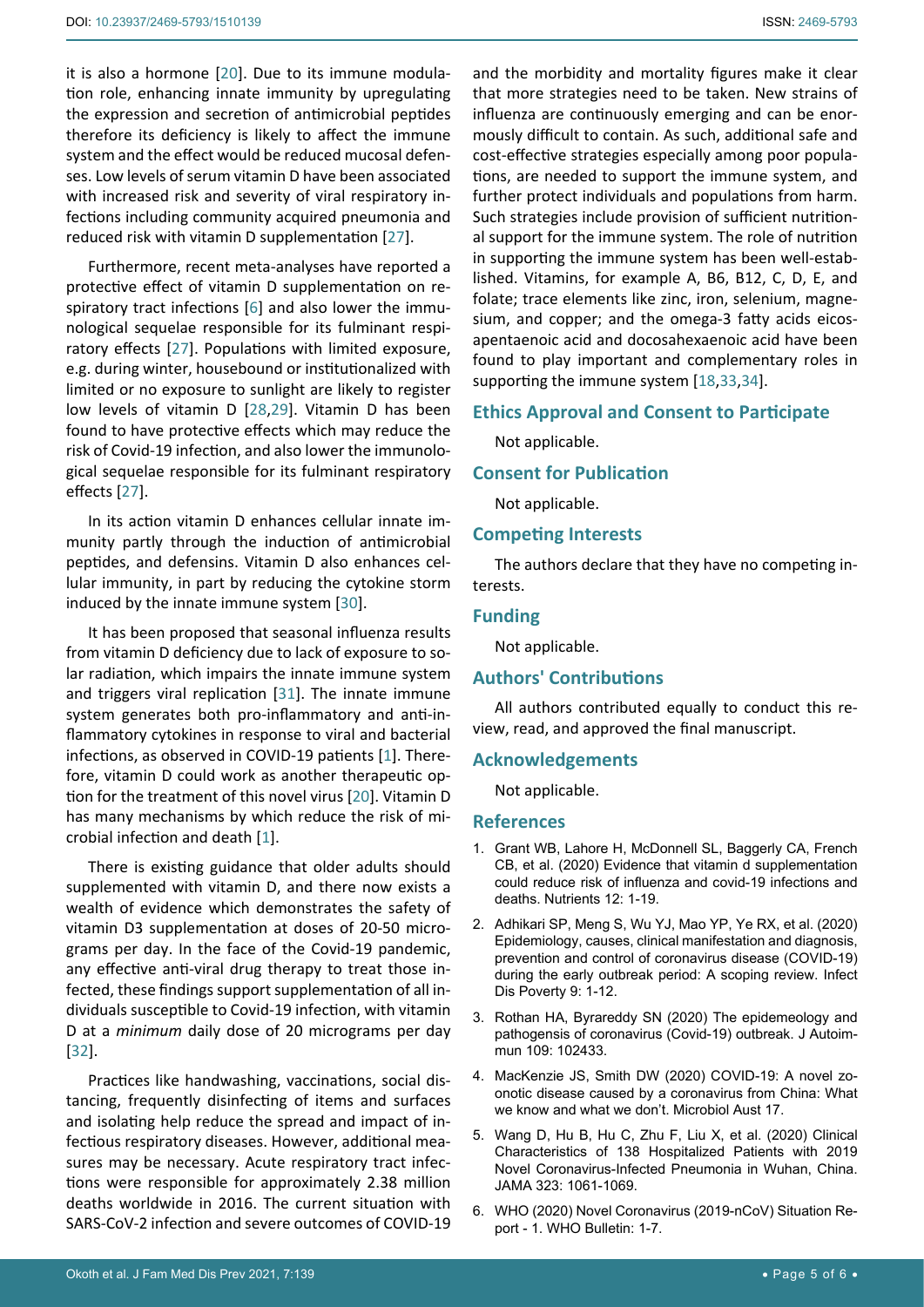it is also a hormone [20]. Due to its immune modulation role, enhancing innate immunity by upregulating the expression and secretion of antimicrobial peptides therefore its deficiency is likely to affect the immune system and the effect would be reduced mucosal defenses. Low levels of serum vitamin D have been associated with increased risk and severity of viral respiratory infections including community acquired pneumonia and reduced risk with vitamin D supplementation [27].

Furthermore, recent meta-analyses have reported a protective effect of vitamin D supplementation on respiratory tract infections [6] and also lower the immunological sequelae responsible for its fulminant respiratory effects [27]. Populations with limited exposure, e.g. during winter, housebound or institutionalized with limited or no exposure to sunlight are likely to register low levels of vitamin D [28,29]. Vitamin D has been found to have protective effects which may reduce the risk of Covid-19 infection, and also lower the immunological sequelae responsible for its fulminant respiratory effects [27].

In its action vitamin D enhances cellular innate immunity partly through the induction of antimicrobial peptides, and defensins. Vitamin D also enhances cellular immunity, in part by reducing the cytokine storm induced by the innate immune system [30].

It has been proposed that seasonal influenza results from vitamin D deficiency due to lack of exposure to solar radiation, which impairs the innate immune system and triggers viral replication [31]. The innate immune system generates both pro-inflammatory and anti-inflammatory cytokines in response to viral and bacterial infections, as observed in COVID-19 patients [1]. Therefore, vitamin D could work as another therapeutic option for the treatment of this novel virus [20]. Vitamin D has many mechanisms by which reduce the risk of microbial infection and death [1].

There is existing guidance that older adults should supplemented with vitamin D, and there now exists a wealth of evidence which demonstrates the safety of vitamin D3 supplementation at doses of 20-50 micrograms per day. In the face of the Covid-19 pandemic, any effective anti-viral drug therapy to treat those infected, these findings support supplementation of all individuals susceptible to Covid-19 infection, with vitamin D at a *minimum* daily dose of 20 micrograms per day [32].

Practices like handwashing, vaccinations, social distancing, frequently disinfecting of items and surfaces and isolating help reduce the spread and impact of infectious respiratory diseases. However, additional measures may be necessary. Acute respiratory tract infections were responsible for approximately 2.38 million deaths worldwide in 2016. The current situation with SARS-CoV-2 infection and severe outcomes of COVID-19 and the morbidity and mortality figures make it clear that more strategies need to be taken. New strains of influenza are continuously emerging and can be enormously difficult to contain. As such, additional safe and cost-effective strategies especially among poor populations, are needed to support the immune system, and further protect individuals and populations from harm. Such strategies include provision of sufficient nutritional support for the immune system. The role of nutrition in supporting the immune system has been well-established. Vitamins, for example A, B6, B12, C, D, E, and folate; trace elements like zinc, iron, selenium, magnesium, and copper; and the omega-3 fatty acids eicosapentaenoic acid and docosahexaenoic acid have been found to play important and complementary roles in supporting the immune system [18,33,34].

## Ethics Approval and Consent to Participate

Not applicable.

## Consent for Publication

Not applicable.

## Competing Interests

The authors declare that they have no competing interests.

## Funding

Not applicable.

## Authors' Contributions

All authors contributed equally to conduct this review, read, and approved the final manuscript.

## Acknowledgements

Not applicable.

## References

1. Grant WB, Lahore H, McDonnell SL, Baggerly CA, French CB, et al. (2020) Evidence that vitamin d supplementation could reduce risk of influenza and covid-19 infections and deaths. Nutrients 12: 1-19.
2. Adhikari SP, Meng S, Wu YJ, Mao YP, Ye RX, et al. (2020) Epidemiology, causes, clinical manifestation and diagnosis, prevention and control of coronavirus disease (COVID-19) during the early outbreak period: A scoping review. Infect Dis Poverty 9: 1-12.
3. Rothan HA, Byrareddy SN (2020) The epidemeology and pathogensis of coronavirus (Covid-19) outbreak. J Autoimmun 109: 102433.
4. MacKenzie JS, Smith DW (2020) COVID-19: A novel zoonotic disease caused by a coronavirus from China: What we know and what we don't. Microbiol Aust 17.
5. Wang D, Hu B, Hu C, Zhu F, Liu X, et al. (2020) Clinical Characteristics of 138 Hospitalized Patients with 2019 Novel Coronavirus-Infected Pneumonia in Wuhan, China. JAMA 323: 1061-1069.
6. WHO (2020) Novel Coronavirus (2019-nCoV) Situation Report - 1. WHO Bulletin: 1-7.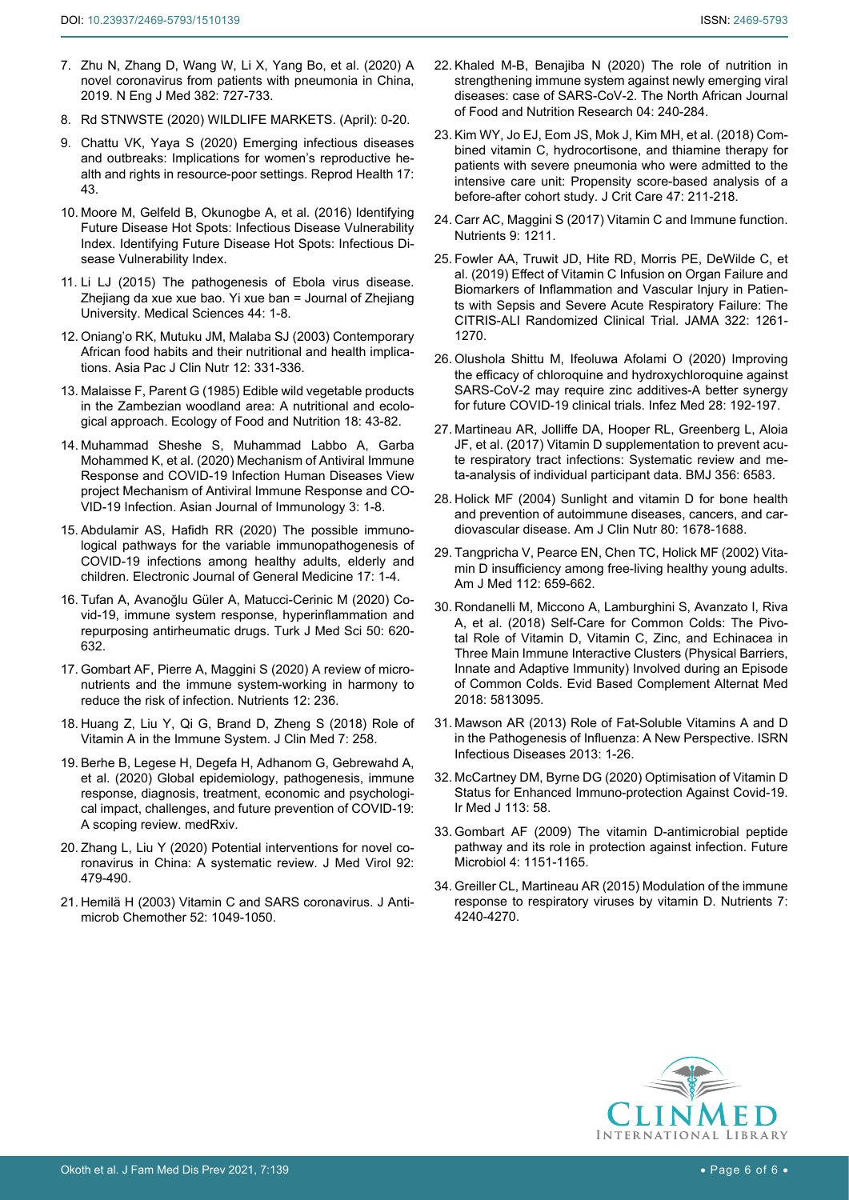7. Zhu N, Zhang D, Wang W, Li X, Yang Bo, et al. (2020) A novel coronavirus from patients with pneumonia in China, 2019. N Eng J Med 382: 727-733.

8. Rd STNWSTE (2020) WILDLIFE MARKETS. (April): 0-20.

9. Chattu VK, Yaya S (2020) Emerging infectious diseases and outbreaks: Implications for women's reproductive health and rights in resource-poor settings. Reprod Health 17: 43.

10. Moore M, Gelfeld B, Okunogbe A, et al. (2016) Identifying Future Disease Hot Spots: Infectious Disease Vulnerability Index. Identifying Future Disease Hot Spots: Infectious Disease Vulnerability Index.

11. Li LJ (2015) The pathogenesis of Ebola virus disease. Zhejiang da xue xue bao. Yi xue ban = Journal of Zhejiang University. Medical Sciences 44: 1-8.

12. Oniang'o RK, Mutuku JM, Malaba SJ (2003) Contemporary African food habits and their nutritional and health implications. Asia Pac J Clin Nutr 12: 331-336.

13. Malaisse F, Parent G (1985) Edible wild vegetable products in the Zambezian woodland area: A nutritional and ecological approach. Ecology of Food and Nutrition 18: 43-82.

14. Muhammad Sheshe S, Muhammad Labbo A, Garba Mohammed K, et al. (2020) Mechanism of Antiviral Immune Response and COVID-19 Infection Human Diseases View project Mechanism of Antiviral Immune Response and COVID-19 Infection. Asian Journal of Immunology 3: 1-8.

15. Abdulamir AS, Hafidh RR (2020) The possible immunological pathways for the variable immunopathogenesis of COVID-19 infections among healthy adults, elderly and children. Electronic Journal of General Medicine 17: 1-4.

16. Tufan A, Avanoğlu Güler A, Matucci-Cerinic M (2020) Covid-19, immune system response, hyperinflammation and repurposing antirheumatic drugs. Turk J Med Sci 50: 620-632.

17. Gombart AF, Pierre A, Maggini S (2020) A review of micronutrients and the immune system-working in harmony to reduce the risk of infection. Nutrients 12: 236.

18. Huang Z, Liu Y, Qi G, Brand D, Zheng S (2018) Role of Vitamin A in the Immune System. J Clin Med 7: 258.

19. Berhe B, Legese H, Degefa H, Adhanom G, Gebrewahd A, et al. (2020) Global epidemiology, pathogenesis, immune response, diagnosis, treatment, economic and psychological impact, challenges, and future prevention of COVID-19: A scoping review. medRxiv.

20. Zhang L, Liu Y (2020) Potential interventions for novel coronavirus in China: A systematic review. J Med Virol 92: 479-490.

21. Hemilä H (2003) Vitamin C and SARS coronavirus. J Antimicrob Chemother 52: 1049-1050.

22. Khaled M-B, Benajiba N (2020) The role of nutrition in strengthening immune system against newly emerging viral diseases: case of SARS-CoV-2. The North African Journal of Food and Nutrition Research 04: 240-284.

23. Kim WY, Jo EJ, Eom JS, Mok J, Kim MH, et al. (2018) Combined vitamin C, hydrocortisone, and thiamine therapy for patients with severe pneumonia who were admitted to the intensive care unit: Propensity score-based analysis of a before-after cohort study. J Crit Care 47: 211-218.

24. Carr AC, Maggini S (2017) Vitamin C and Immune function. Nutrients 9: 1211.

25. Fowler AA, Truwit JD, Hite RD, Morris PE, DeWilde C, et al. (2019) Effect of Vitamin C Infusion on Organ Failure and Biomarkers of Inflammation and Vascular Injury in Patients with Sepsis and Severe Acute Respiratory Failure: The CITRIS-ALI Randomized Clinical Trial. JAMA 322: 1261-1270.

26. Olushola Shittu M, Ifeoluwa Afolami O (2020) Improving the efficacy of chloroquine and hydroxychloroquine against SARS-CoV-2 may require zinc additives-A better synergy for future COVID-19 clinical trials. Infez Med 28: 192-197.

27. Martineau AR, Jolliffe DA, Hooper RL, Greenberg L, Aloia JF, et al. (2017) Vitamin D supplementation to prevent acute respiratory tract infections: Systematic review and meta-analysis of individual participant data. BMJ 356: 6583.

28. Holick MF (2004) Sunlight and vitamin D for bone health and prevention of autoimmune diseases, cancers, and cardiovascular disease. Am J Clin Nutr 80: 1678-1688.

29. Tangpricha V, Pearce EN, Chen TC, Holick MF (2002) Vitamin D insufficiency among free-living healthy young adults. Am J Med 112: 659-662.

30. Rondanelli M, Miccono A, Lamburghini S, Avanzato I, Riva A, et al. (2018) Self-Care for Common Colds: The Pivotal Role of Vitamin D, Vitamin C, Zinc, and Echinacea in Three Main Immune Interactive Clusters (Physical Barriers, Innate and Adaptive Immunity) Involved during an Episode of Common Colds. Evid Based Complement Alternat Med 2018: 5813095.

31. Mawson AR (2013) Role of Fat-Soluble Vitamins A and D in the Pathogenesis of Influenza: A New Perspective. ISRN Infectious Diseases 2013: 1-26.

32. McCartney DM, Byrne DG (2020) Optimisation of Vitamin D Status for Enhanced Immuno-protection Against Covid-19. Ir Med J 113: 58.

33. Gombart AF (2009) The vitamin D-antimicrobial peptide pathway and its role in protection against infection. Future Microbiol 4: 1151-1165.

34. Greiller CL, Martineau AR (2015) Modulation of the immune response to respiratory viruses by vitamin D. Nutrients 7: 4240-4270.